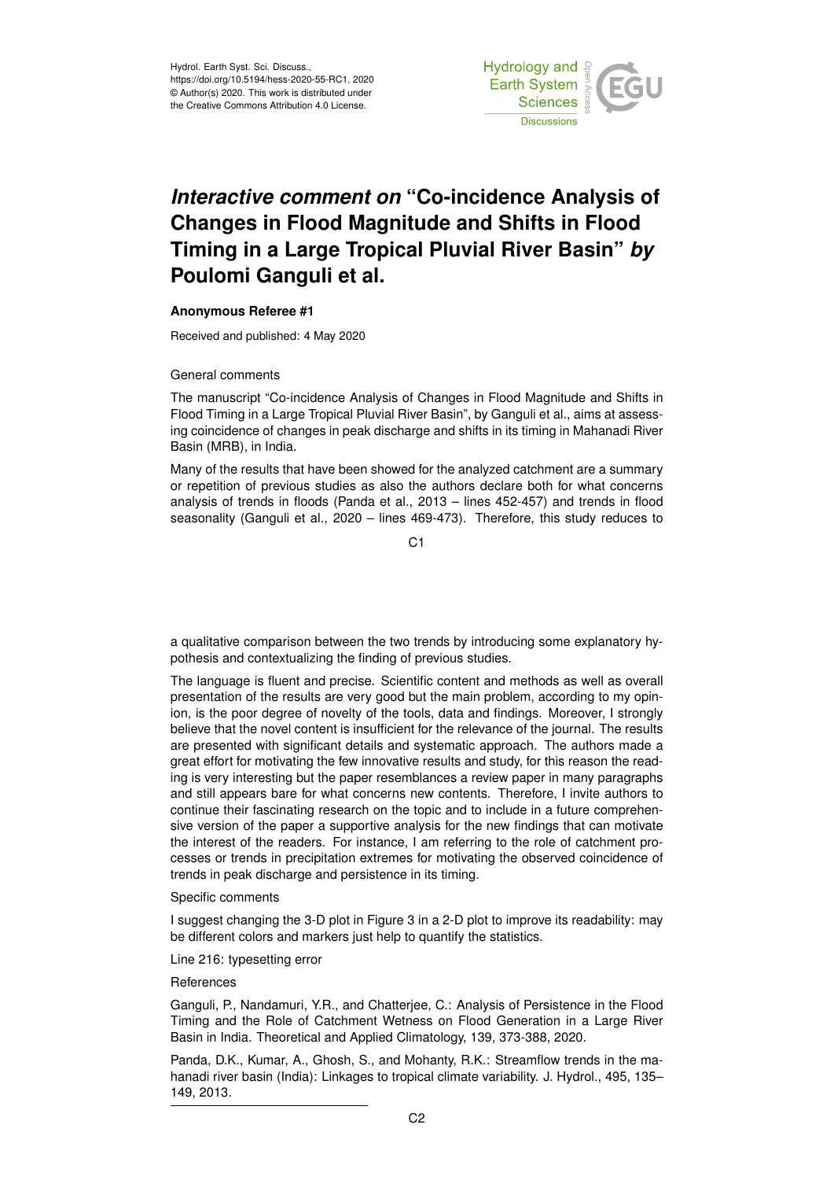Hydrol. Earth Syst. Sci. Discuss.,
https://doi.org/10.5194/hess-2020-55-RC1, 2020
© Author(s) 2020. This work is distributed under
the Creative Commons Attribution 4.0 License.

# *Interactive comment on* "Co-incidence Analysis of Changes in Flood Magnitude and Shifts in Flood Timing in a Large Tropical Pluvial River Basin" *by* Poulomi Ganguli et al.

**Anonymous Referee #1**

Received and published: 4 May 2020

General comments

The manuscript "Co-incidence Analysis of Changes in Flood Magnitude and Shifts in Flood Timing in a Large Tropical Pluvial River Basin", by Ganguli et al., aims at assessing coincidence of changes in peak discharge and shifts in its timing in Mahanadi River Basin (MRB), in India.

Many of the results that have been showed for the analyzed catchment are a summary or repetition of previous studies as also the authors declare both for what concerns analysis of trends in floods (Panda et al., 2013 – lines 452-457) and trends in flood seasonality (Ganguli et al., 2020 – lines 469-473). Therefore, this study reduces to a qualitative comparison between the two trends by introducing some explanatory hypothesis and contextualizing the finding of previous studies.

The language is fluent and precise. Scientific content and methods as well as overall presentation of the results are very good but the main problem, according to my opinion, is the poor degree of novelty of the tools, data and findings. Moreover, I strongly believe that the novel content is insufficient for the relevance of the journal. The results are presented with significant details and systematic approach. The authors made a great effort for motivating the few innovative results and study, for this reason the reading is very interesting but the paper resemblances a review paper in many paragraphs and still appears bare for what concerns new contents. Therefore, I invite authors to continue their fascinating research on the topic and to include in a future comprehensive version of the paper a supportive analysis for the new findings that can motivate the interest of the readers. For instance, I am referring to the role of catchment processes or trends in precipitation extremes for motivating the observed coincidence of trends in peak discharge and persistence in its timing.

Specific comments

I suggest changing the 3-D plot in Figure 3 in a 2-D plot to improve its readability: may be different colors and markers just help to quantify the statistics.

Line 216: typesetting error

References

Ganguli, P., Nandamuri, Y.R., and Chatterjee, C.: Analysis of Persistence in the Flood Timing and the Role of Catchment Wetness on Flood Generation in a Large River Basin in India. Theoretical and Applied Climatology, 139, 373-388, 2020.

Panda, D.K., Kumar, A., Ghosh, S., and Mohanty, R.K.: Streamflow trends in the mahanadi river basin (India): Linkages to tropical climate variability. J. Hydrol., 495, 135–149, 2013.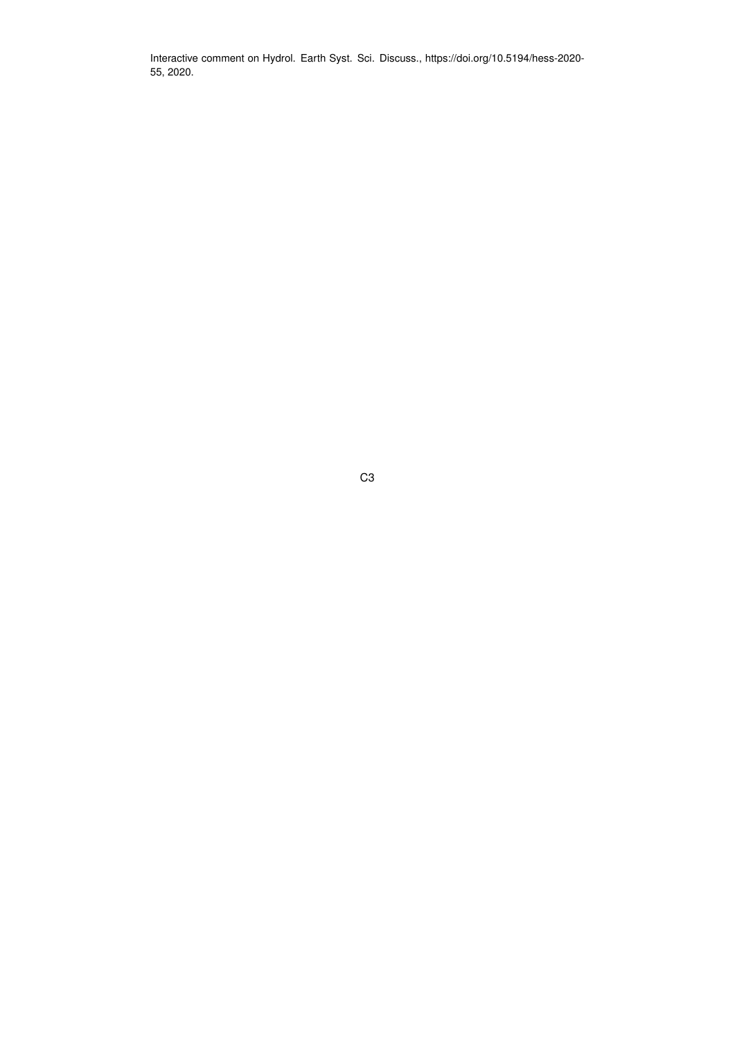Interactive comment on Hydrol. Earth Syst. Sci. Discuss., https://doi.org/10.5194/hess-2020-55, 2020.